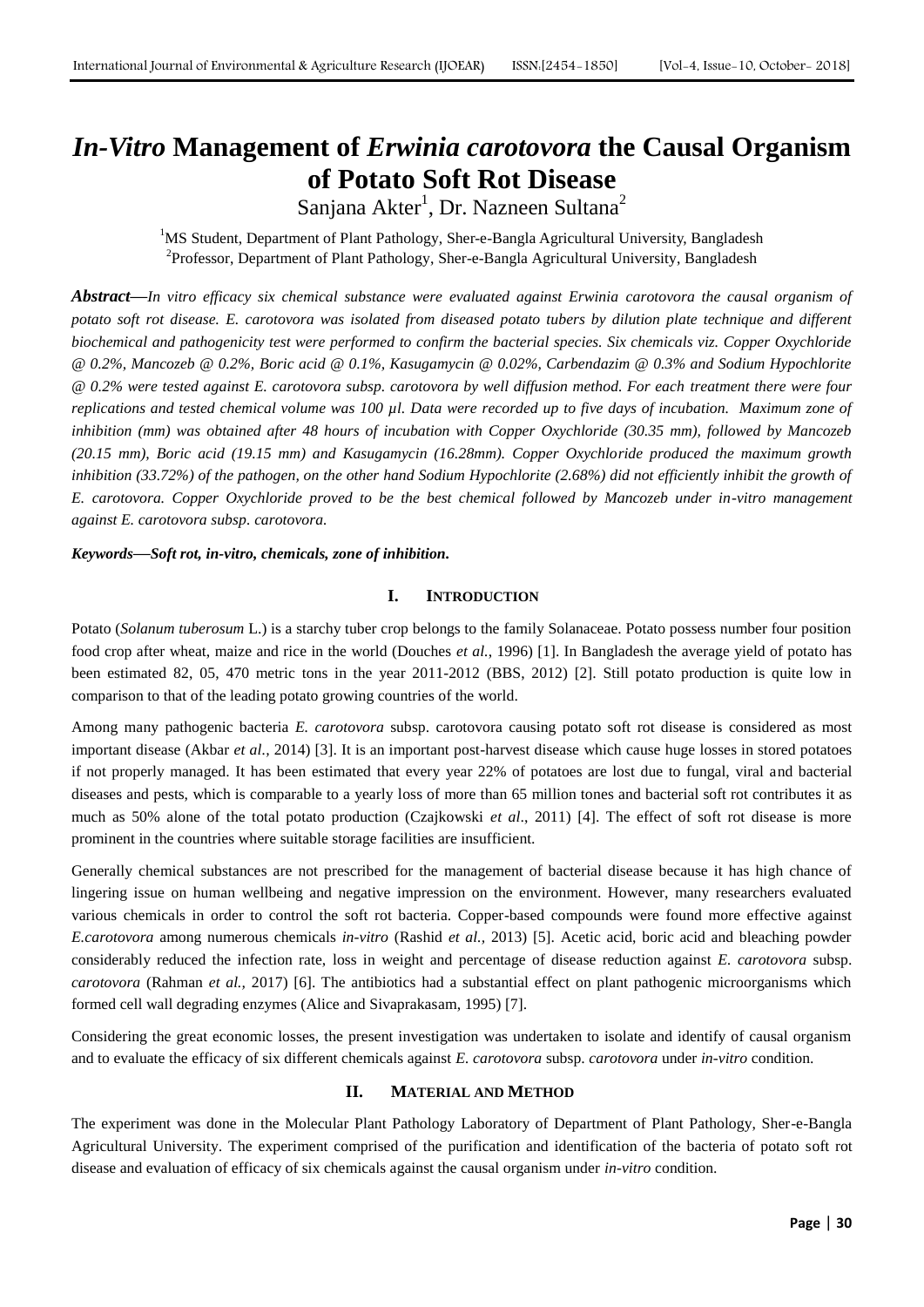# *In-Vitro* Management of *Erwinia carotovora* the Causal Organism of Potato Soft Rot Disease

Sanjana Akter[1], Dr. Nazneen Sultana[2]

[1]MS Student, Department of Plant Pathology, Sher-e-Bangla Agricultural University, Bangladesh
[2]Professor, Department of Plant Pathology, Sher-e-Bangla Agricultural University, Bangladesh

***Abstract*—*In vitro efficacy six chemical substance were evaluated against Erwinia carotovora the causal organism of potato soft rot disease. E. carotovora was isolated from diseased potato tubers by dilution plate technique and different biochemical and pathogenicity test were performed to confirm the bacterial species. Six chemicals viz. Copper Oxychloride @ 0.2%, Mancozeb @ 0.2%, Boric acid @ 0.1%, Kasugamycin @ 0.02%, Carbendazim @ 0.3% and Sodium Hypochlorite @ 0.2% were tested against E. carotovora subsp. carotovora by well diffusion method. For each treatment there were four replications and tested chemical volume was 100 µl. Data were recorded up to five days of incubation. Maximum zone of inhibition (mm) was obtained after 48 hours of incubation with Copper Oxychloride (30.35 mm), followed by Mancozeb (20.15 mm), Boric acid (19.15 mm) and Kasugamycin (16.28mm). Copper Oxychloride produced the maximum growth inhibition (33.72%) of the pathogen, on the other hand Sodium Hypochlorite (2.68%) did not efficiently inhibit the growth of E. carotovora. Copper Oxychloride proved to be the best chemical followed by Mancozeb under in-vitro management against E. carotovora subsp. carotovora.*

***Keywords*—*Soft rot, in-vitro, chemicals, zone of inhibition.***

## I. INTRODUCTION

Potato (*Solanum tuberosum* L.) is a starchy tuber crop belongs to the family Solanaceae. Potato possess number four position food crop after wheat, maize and rice in the world (Douches *et al.*, 1996) [1]. In Bangladesh the average yield of potato has been estimated 82, 05, 470 metric tons in the year 2011-2012 (BBS, 2012) [2]. Still potato production is quite low in comparison to that of the leading potato growing countries of the world.

Among many pathogenic bacteria *E. carotovora* subsp. carotovora causing potato soft rot disease is considered as most important disease (Akbar *et al.,* 2014) [3]. It is an important post-harvest disease which cause huge losses in stored potatoes if not properly managed. It has been estimated that every year 22% of potatoes are lost due to fungal, viral and bacterial diseases and pests, which is comparable to a yearly loss of more than 65 million tones and bacterial soft rot contributes it as much as 50% alone of the total potato production (Czajkowski *et al*., 2011) [4]. The effect of soft rot disease is more prominent in the countries where suitable storage facilities are insufficient.

Generally chemical substances are not prescribed for the management of bacterial disease because it has high chance of lingering issue on human wellbeing and negative impression on the environment. However, many researchers evaluated various chemicals in order to control the soft rot bacteria. Copper-based compounds were found more effective against *E.carotovora* among numerous chemicals *in-vitro* (Rashid *et al.,* 2013) [5]. Acetic acid, boric acid and bleaching powder considerably reduced the infection rate, loss in weight and percentage of disease reduction against *E. carotovora* subsp. *carotovora* (Rahman *et al.,* 2017) [6]. The antibiotics had a substantial effect on plant pathogenic microorganisms which formed cell wall degrading enzymes (Alice and Sivaprakasam, 1995) [7].

Considering the great economic losses, the present investigation was undertaken to isolate and identify of causal organism and to evaluate the efficacy of six different chemicals against *E. carotovora* subsp. *carotovora* under *in-vitro* condition.

## II. MATERIAL AND METHOD

The experiment was done in the Molecular Plant Pathology Laboratory of Department of Plant Pathology, Sher-e-Bangla Agricultural University. The experiment comprised of the purification and identification of the bacteria of potato soft rot disease and evaluation of efficacy of six chemicals against the causal organism under *in-vitro* condition.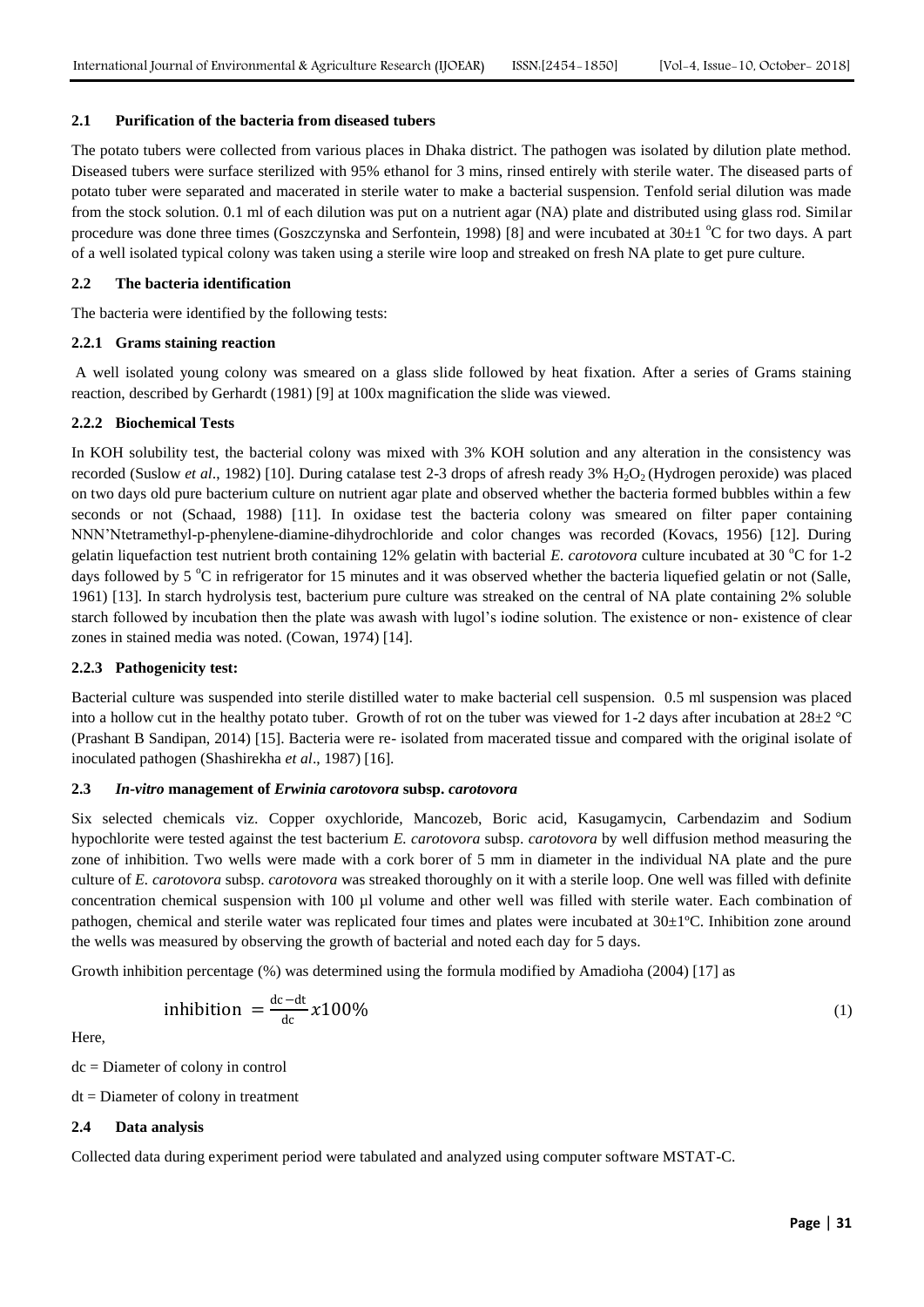### 2.1 Purification of the bacteria from diseased tubers

The potato tubers were collected from various places in Dhaka district. The pathogen was isolated by dilution plate method. Diseased tubers were surface sterilized with 95% ethanol for 3 mins, rinsed entirely with sterile water. The diseased parts of potato tuber were separated and macerated in sterile water to make a bacterial suspension. Tenfold serial dilution was made from the stock solution. 0.1 ml of each dilution was put on a nutrient agar (NA) plate and distributed using glass rod. Similar procedure was done three times (Goszczynska and Serfontein, 1998) [8] and were incubated at 30±1 °C for two days. A part of a well isolated typical colony was taken using a sterile wire loop and streaked on fresh NA plate to get pure culture.

### 2.2 The bacteria identification

The bacteria were identified by the following tests:

#### 2.2.1 Grams staining reaction

A well isolated young colony was smeared on a glass slide followed by heat fixation. After a series of Grams staining reaction, described by Gerhardt (1981) [9] at 100x magnification the slide was viewed.

#### 2.2.2 Biochemical Tests

In KOH solubility test, the bacterial colony was mixed with 3% KOH solution and any alteration in the consistency was recorded (Suslow *et al*., 1982) [10]. During catalase test 2-3 drops of afresh ready 3% $H_2O_2$ (Hydrogen peroxide) was placed on two days old pure bacterium culture on nutrient agar plate and observed whether the bacteria formed bubbles within a few seconds or not (Schaad, 1988) [11]. In oxidase test the bacteria colony was smeared on filter paper containing NNN'Ntetramethyl-p-phenylene-diamine-dihydrochloride and color changes was recorded (Kovacs, 1956) [12]. During gelatin liquefaction test nutrient broth containing 12% gelatin with bacterial *E. carotovora* culture incubated at 30 °C for 1-2 days followed by 5 °C in refrigerator for 15 minutes and it was observed whether the bacteria liquefied gelatin or not (Salle, 1961) [13]. In starch hydrolysis test, bacterium pure culture was streaked on the central of NA plate containing 2% soluble starch followed by incubation then the plate was awash with lugol's iodine solution. The existence or non- existence of clear zones in stained media was noted. (Cowan, 1974) [14].

#### 2.2.3 Pathogenicity test:

Bacterial culture was suspended into sterile distilled water to make bacterial cell suspension. 0.5 ml suspension was placed into a hollow cut in the healthy potato tuber. Growth of rot on the tuber was viewed for 1-2 days after incubation at 28±2 °C (Prashant B Sandipan, 2014) [15]. Bacteria were re- isolated from macerated tissue and compared with the original isolate of inoculated pathogen (Shashirekha *et al*., 1987) [16].

### 2.3 *In-vitro* management of *Erwinia carotovora* subsp. *carotovora*

Six selected chemicals viz. Copper oxychloride, Mancozeb, Boric acid, Kasugamycin, Carbendazim and Sodium hypochlorite were tested against the test bacterium *E. carotovora* subsp. *carotovora* by well diffusion method measuring the zone of inhibition. Two wells were made with a cork borer of 5 mm in diameter in the individual NA plate and the pure culture of *E. carotovora* subsp. *carotovora* was streaked thoroughly on it with a sterile loop. One well was filled with definite concentration chemical suspension with 100 µl volume and other well was filled with sterile water. Each combination of pathogen, chemical and sterile water was replicated four times and plates were incubated at 30±1ºC. Inhibition zone around the wells was measured by observing the growth of bacterial and noted each day for 5 days.

Growth inhibition percentage (%) was determined using the formula modified by Amadioha (2004) [17] as

$$\text{inhibition} = \frac{\text{dc} - \text{dt}}{\text{dc}} x100\% \tag{1}$$

Here,

dc = Diameter of colony in control

dt = Diameter of colony in treatment

### 2.4 Data analysis

Collected data during experiment period were tabulated and analyzed using computer software MSTAT-C.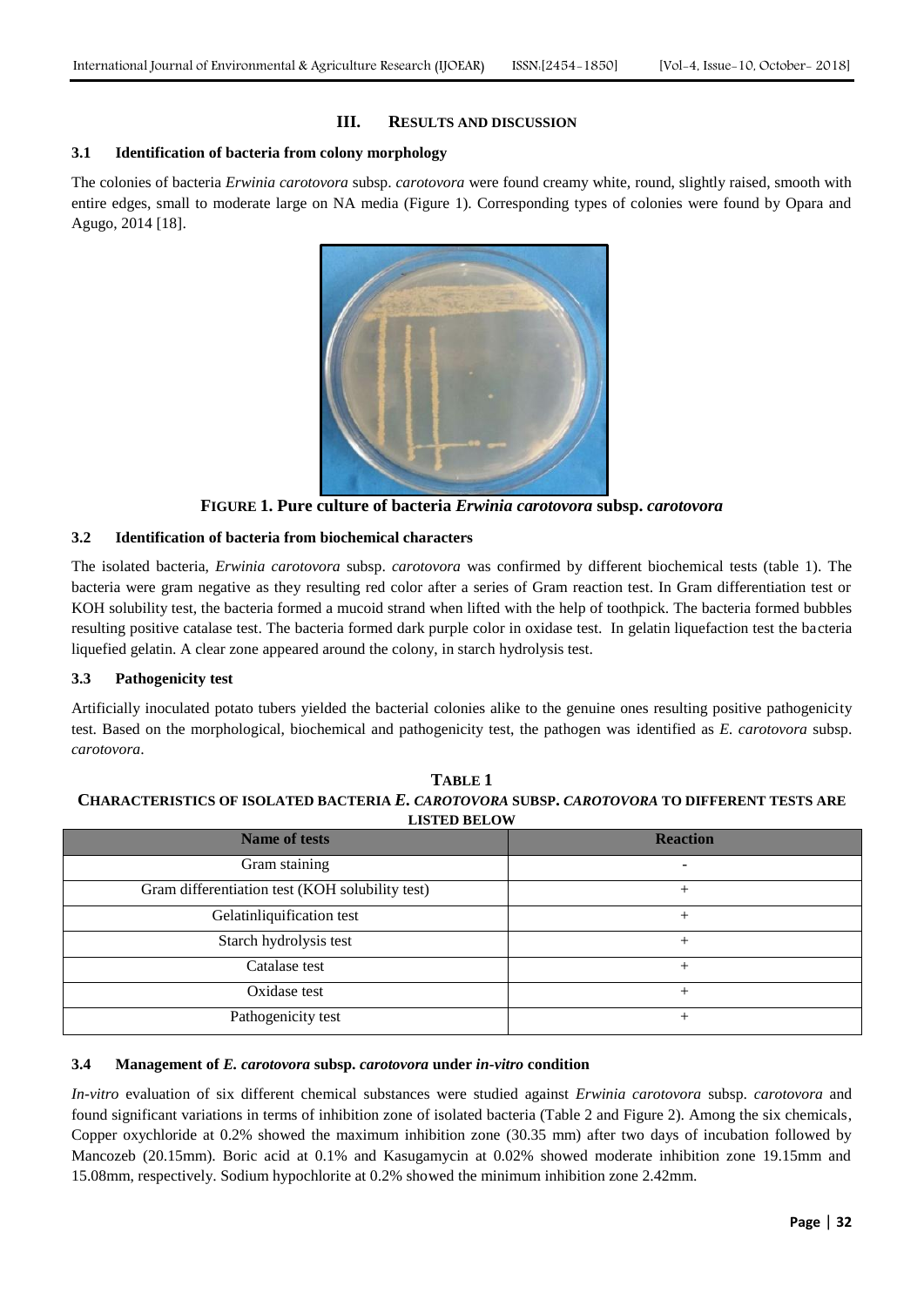## III. RESULTS AND DISCUSSION

### 3.1 Identification of bacteria from colony morphology

The colonies of bacteria *Erwinia carotovora* subsp. *carotovora* were found creamy white, round, slightly raised, smooth with entire edges, small to moderate large on NA media (Figure 1). Corresponding types of colonies were found by Opara and Agugo, 2014 [18].

**FIGURE 1. Pure culture of bacteria *Erwinia carotovora* subsp. *carotovora***

### 3.2 Identification of bacteria from biochemical characters

The isolated bacteria, *Erwinia carotovora* subsp. *carotovora* was confirmed by different biochemical tests (table 1). The bacteria were gram negative as they resulting red color after a series of Gram reaction test. In Gram differentiation test or KOH solubility test, the bacteria formed a mucoid strand when lifted with the help of toothpick. The bacteria formed bubbles resulting positive catalase test. The bacteria formed dark purple color in oxidase test. In gelatin liquefaction test the bacteria liquefied gelatin. A clear zone appeared around the colony, in starch hydrolysis test.

### 3.3 Pathogenicity test

Artificially inoculated potato tubers yielded the bacterial colonies alike to the genuine ones resulting positive pathogenicity test. Based on the morphological, biochemical and pathogenicity test, the pathogen was identified as *E. carotovora* subsp. *carotovora*.

**TABLE 1**
**CHARACTERISTICS OF ISOLATED BACTERIA *E. CAROTOVORA* SUBSP. *CAROTOVORA* TO DIFFERENT TESTS ARE LISTED BELOW**

| Name of tests | Reaction |
|---|---|
| Gram staining | - |
| Gram differentiation test (KOH solubility test) | + |
| Gelatinliquification test | + |
| Starch hydrolysis test | + |
| Catalase test | + |
| Oxidase test | + |
| Pathogenicity test | + |

### 3.4 Management of *E. carotovora* subsp. *carotovora* under *in-vitro* condition

*In-vitro* evaluation of six different chemical substances were studied against *Erwinia carotovora* subsp. *carotovora* and found significant variations in terms of inhibition zone of isolated bacteria (Table 2 and Figure 2). Among the six chemicals, Copper oxychloride at 0.2% showed the maximum inhibition zone (30.35 mm) after two days of incubation followed by Mancozeb (20.15mm). Boric acid at 0.1% and Kasugamycin at 0.02% showed moderate inhibition zone 19.15mm and 15.08mm, respectively. Sodium hypochlorite at 0.2% showed the minimum inhibition zone 2.42mm.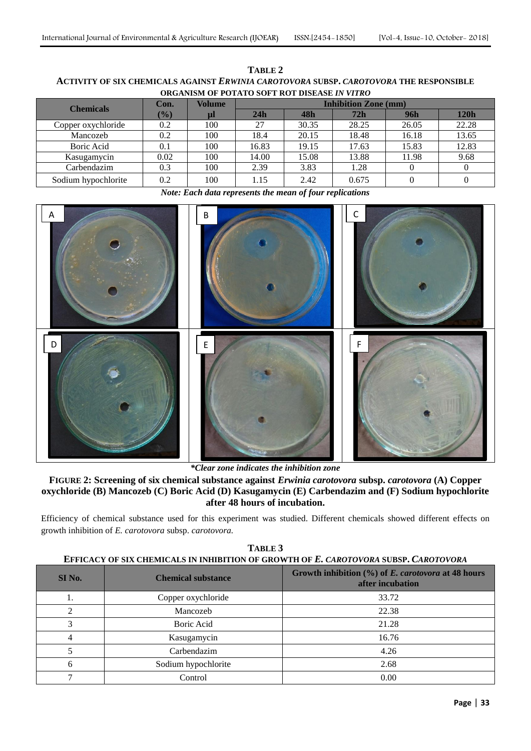**TABLE 2**
**ACTIVITY OF SIX CHEMICALS AGAINST *ERWINIA CAROTOVORA* SUBSP. *CAROTOVORA* THE RESPONSIBLE ORGANISM OF POTATO SOFT ROT DISEASE *IN VITRO***

| Chemicals | Con. (%) | Volume µl | Inhibition Zone (mm) | | | | |
|---|---|---|---|---|---|---|---|
| | | | 24h | 48h | 72h | 96h | 120h |
| Copper oxychloride | 0.2 | 100 | 27 | 30.35 | 28.25 | 26.05 | 22.28 |
| Mancozeb | 0.2 | 100 | 18.4 | 20.15 | 18.48 | 16.18 | 13.65 |
| Boric Acid | 0.1 | 100 | 16.83 | 19.15 | 17.63 | 15.83 | 12.83 |
| Kasugamycin | 0.02 | 100 | 14.00 | 15.08 | 13.88 | 11.98 | 9.68 |
| Carbendazim | 0.3 | 100 | 2.39 | 3.83 | 1.28 | 0 | 0 |
| Sodium hypochlorite | 0.2 | 100 | 1.15 | 2.42 | 0.675 | 0 | 0 |

***Note: Each data represents the mean of four replications***

**FIGURE 2: Screening of six chemical substance against *Erwinia carotovora* subsp. *carotovora* (A) Copper oxychloride (B) Mancozeb (C) Boric Acid (D) Kasugamycin (E) Carbendazim and (F) Sodium hypochlorite after 48 hours of incubation.**

****Clear zone indicates the inhibition zone***

Efficiency of chemical substance used for this experiment was studied. Different chemicals showed different effects on growth inhibition of *E. carotovora* subsp. *carotovora.*

**TABLE 3**
**EFFICACY OF SIX CHEMICALS IN INHIBITION OF GROWTH OF *E. CAROTOVORA* SUBSP. *CAROTOVORA***

| SI No. | Chemical substance | Growth inhibition (%) of *E. carotovora* at 48 hours after incubation |
|---|---|---|
| 1. | Copper oxychloride | 33.72 |
| 2 | Mancozeb | 22.38 |
| 3 | Boric Acid | 21.28 |
| 4 | Kasugamycin | 16.76 |
| 5 | Carbendazim | 4.26 |
| 6 | Sodium hypochlorite | 2.68 |
| 7 | Control | 0.00 |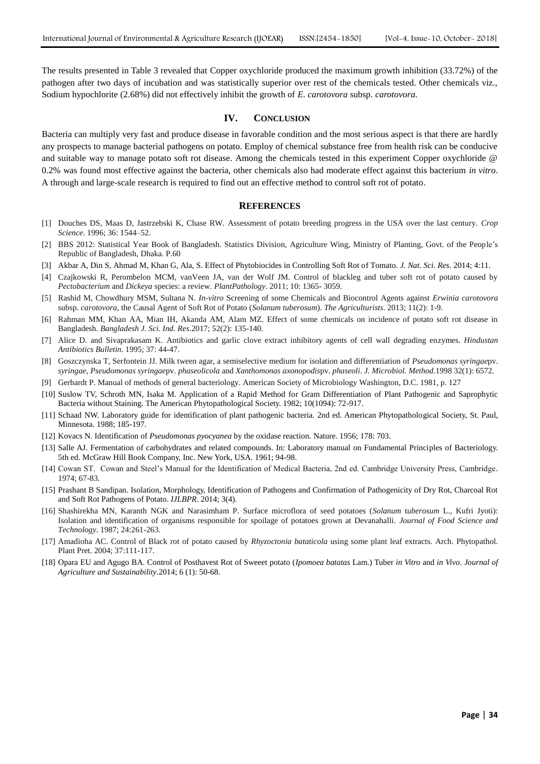The results presented in Table 3 revealed that Copper oxychloride produced the maximum growth inhibition (33.72%) of the pathogen after two days of incubation and was statistically superior over rest of the chemicals tested. Other chemicals viz., Sodium hypochlorite (2.68%) did not effectively inhibit the growth of *E. carotovora* subsp. *carotovora.*

## IV. CONCLUSION

Bacteria can multiply very fast and produce disease in favorable condition and the most serious aspect is that there are hardly any prospects to manage bacterial pathogens on potato. Employ of chemical substance free from health risk can be conducive and suitable way to manage potato soft rot disease. Among the chemicals tested in this experiment Copper oxychloride @ 0.2% was found most effective against the bacteria, other chemicals also had moderate effect against this bacterium *in vitro*. A through and large-scale research is required to find out an effective method to control soft rot of potato.

## REFERENCES

[1] Douches DS, Maas D, Jastrzebski K, Chase RW. Assessment of potato breeding progress in the USA over the last century. *Crop Science*. 1996; 36: 1544–52.

[2] BBS 2012: Statistical Year Book of Bangladesh. Statistics Division, Agriculture Wing, Ministry of Planting, Govt. of the People's Republic of Bangladesh, Dhaka. P.60

[3] Akbar A, Din S, Ahmad M, Khan G, Ala, S. Effect of Phytobiocides in Controlling Soft Rot of Tomato. *J. Nat. Sci. Res*. 2014; 4:11.

[4] Czajkowski R, Perombelon MCM, vanVeen JA, van der Wolf JM. Control of blackleg and tuber soft rot of potato caused by *Pectobacterium* and *Dickeya* species: a review. *PlantPathology*. 2011; 10: 1365- 3059.

[5] Rashid M, Chowdhury MSM, Sultana N. *In-vitro* Screening of some Chemicals and Biocontrol Agents against *Erwinia carotovora* subsp. *carotovora*, the Causal Agent of Soft Rot of Potato (*Solanum tuberosum*). *The Agriculturists*. 2013; 11(2): 1-9.

[6] Rahman MM, Khan AA, Mian IH, Akanda AM, Alam MZ. Effect of some chemicals on incidence of potato soft rot disease in Bangladesh. *Bangladesh J. Sci. Ind. Res*.2017; 52(2): 135-140.

[7] Alice D. and Sivaprakasam K. Antibiotics and garlic clove extract inhibitory agents of cell wall degrading enzymes. *Hindustan Antibiotics Bulletin*. 1995; 37: 44-47.

[8] Goszczynska T, Serfontein JJ. Milk tween agar, a semiselective medium for isolation and differentiation of *Pseudomonas syringae*pv. *syringae*, *Pseudomonas syringae*pv. *phaseolicola* and *Xanthomonas axonopodis*pv. *phaseoli*. *J. Microbiol. Method*.1998 32(1): 6572.

[9] Gerhardt P. Manual of methods of general bacteriology. American Society of Microbiology Washington, D.C. 1981, p. 127

[10] Suslow TV, Schroth MN, Isaka M. Application of a Rapid Method for Gram Differentiation of Plant Pathogenic and Saprophytic Bacteria without Staining. The American Phytopathological Society. 1982; 10(1094): 72-917.

[11] Schaad NW. Laboratory guide for identification of plant pathogenic bacteria. 2nd ed. American Phytopathological Society, St. Paul, Minnesota. 1988; 185-197.

[12] Kovacs N. Identification of *Pseudomonas pyocyanea* by the oxidase reaction. Nature. 1956; 178: 703.

[13] Salle AJ. Fermentation of carbohydrates and related compounds. In: Laboratory manual on Fundamental Principles of Bacteriology. 5th ed. McGraw Hill Book Company, Inc. New York, USA. 1961; 94-98.

[14] Cowan ST. Cowan and Steel's Manual for the Identification of Medical Bacteria, 2nd ed. Cambridge University Press, Cambridge. 1974; 67-83.

[15] Prashant B Sandipan. Isolation, Morphology, Identification of Pathogens and Confirmation of Pathogenicity of Dry Rot, Charcoal Rot and Soft Rot Pathogens of Potato. *IJLBPR*. 2014; 3(4).

[16] Shashirekha MN, Karanth NGK and Narasimham P. Surface microflora of seed potatoes (*Solanum tuberosum* L., Kufri Jyoti): Isolation and identification of organisms responsible for spoilage of potatoes grown at Devanahalli. *Journal of Food Science and Technology*. 1987; 24:261-263.

[17] Amadioha AC. Control of Black rot of potato caused by *Rhyzoctonia bataticola* using some plant leaf extracts. Arch. Phytopathol. Plant Pret. 2004; 37:111-117.

[18] Opara EU and Agugo BA. Control of Posthavest Rot of Sweeet potato (*Ipomoea batatas* Lam.) Tuber *in Vitro* and *in Vivo*. *Journal of Agriculture and Sustainability*.2014; 6 (1): 50-68.